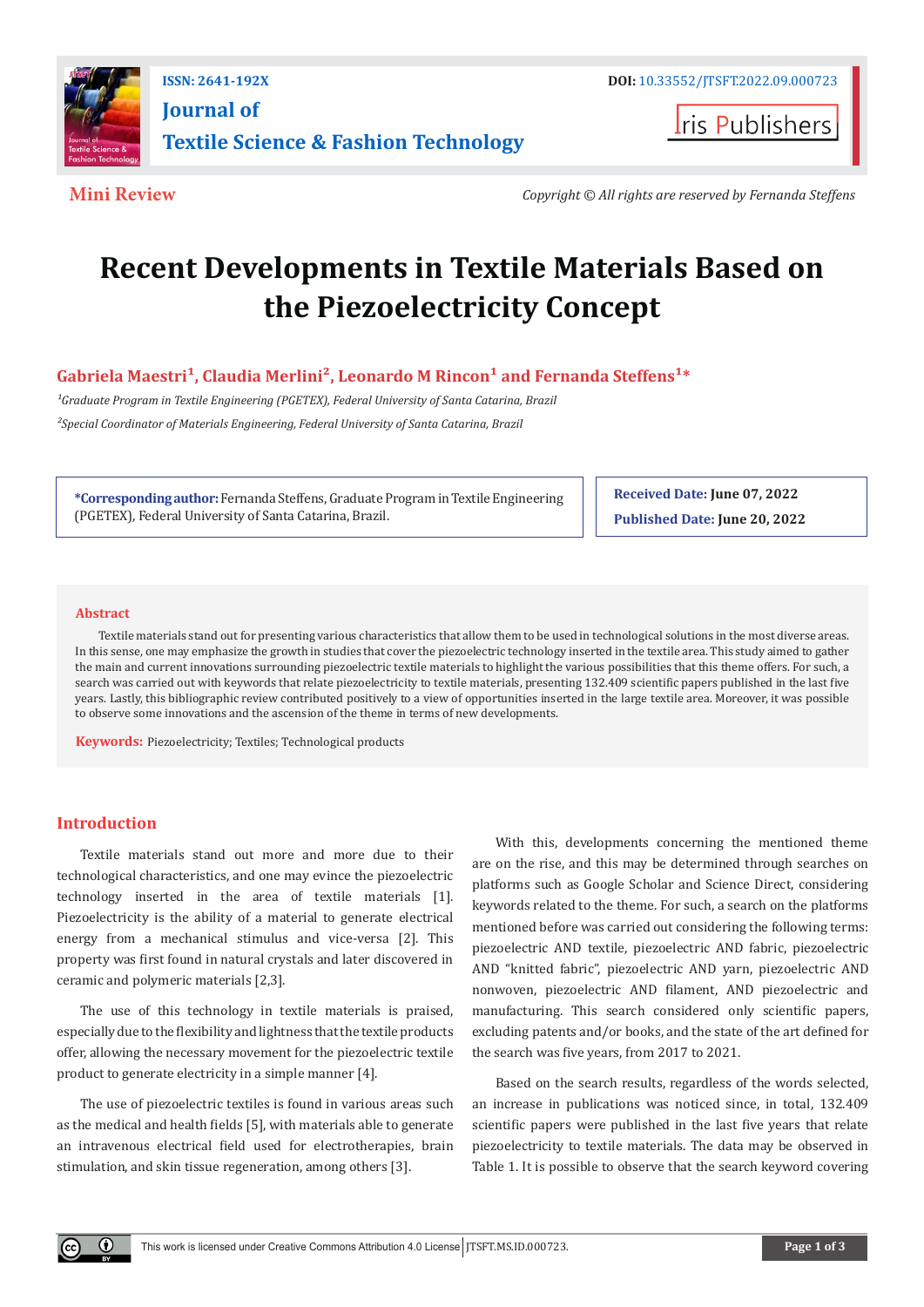Mini Review

Copyright © All rights are reserved by Fernanda Steffens

# Recent Developments in Textile Materials Based on the Piezoelectricity Concept

**Gabriela Maestri[1], Claudia Merlini[2], Leonardo M Rincon[1] and Fernanda Steffens[1]***

[1]*Graduate Program in Textile Engineering (PGETEX), Federal University of Santa Catarina, Brazil*

[2]*Special Coordinator of Materials Engineering, Federal University of Santa Catarina, Brazil*

**\*Corresponding author:** Fernanda Steffens, Graduate Program in Textile Engineering (PGETEX), Federal University of Santa Catarina, Brazil.

**Received Date:** June 07, 2022

**Published Date:** June 20, 2022

## Abstract

Textile materials stand out for presenting various characteristics that allow them to be used in technological solutions in the most diverse areas. In this sense, one may emphasize the growth in studies that cover the piezoelectric technology inserted in the textile area. This study aimed to gather the main and current innovations surrounding piezoelectric textile materials to highlight the various possibilities that this theme offers. For such, a search was carried out with keywords that relate piezoelectricity to textile materials, presenting 132.409 scientific papers published in the last five years. Lastly, this bibliographic review contributed positively to a view of opportunities inserted in the large textile area. Moreover, it was possible to observe some innovations and the ascension of the theme in terms of new developments.

**Keywords:** Piezoelectricity; Textiles; Technological products

## Introduction

Textile materials stand out more and more due to their technological characteristics, and one may evince the piezoelectric technology inserted in the area of textile materials [1]. Piezoelectricity is the ability of a material to generate electrical energy from a mechanical stimulus and vice-versa [2]. This property was first found in natural crystals and later discovered in ceramic and polymeric materials [2,3].

The use of this technology in textile materials is praised, especially due to the flexibility and lightness that the textile products offer, allowing the necessary movement for the piezoelectric textile product to generate electricity in a simple manner [4].

The use of piezoelectric textiles is found in various areas such as the medical and health fields [5], with materials able to generate an intravenous electrical field used for electrotherapies, brain stimulation, and skin tissue regeneration, among others [3].

With this, developments concerning the mentioned theme are on the rise, and this may be determined through searches on platforms such as Google Scholar and Science Direct, considering keywords related to the theme. For such, a search on the platforms mentioned before was carried out considering the following terms: piezoelectric AND textile, piezoelectric AND fabric, piezoelectric AND "knitted fabric", piezoelectric AND yarn, piezoelectric AND nonwoven, piezoelectric AND filament, AND piezoelectric and manufacturing. This search considered only scientific papers, excluding patents and/or books, and the state of the art defined for the search was five years, from 2017 to 2021.

Based on the search results, regardless of the words selected, an increase in publications was noticed since, in total, 132.409 scientific papers were published in the last five years that relate piezoelectricity to textile materials. The data may be observed in Table 1. It is possible to observe that the search keyword covering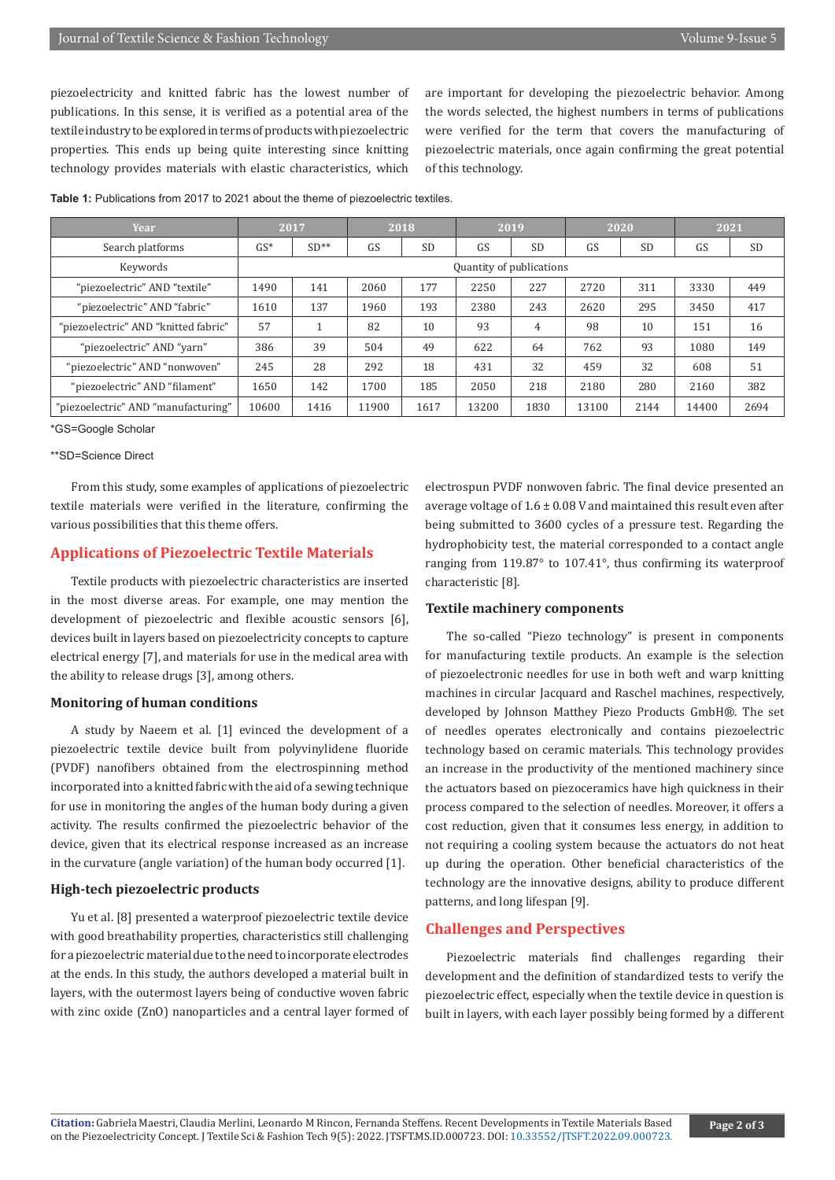piezoelectricity and knitted fabric has the lowest number of publications. In this sense, it is verified as a potential area of the textile industry to be explored in terms of products with piezoelectric properties. This ends up being quite interesting since knitting technology provides materials with elastic characteristics, which are important for developing the piezoelectric behavior. Among the words selected, the highest numbers in terms of publications were verified for the term that covers the manufacturing of piezoelectric materials, once again confirming the great potential of this technology.

**Table 1:** Publications from 2017 to 2021 about the theme of piezoelectric textiles.

| Year | 2017 | | 2018 | | 2019 | | 2020 | | 2021 | |
|---|---|---|---|---|---|---|---|---|---|---|
| Search platforms | GS* | SD** | GS | SD | GS | SD | GS | SD | GS | SD |
| Keywords | Quantity of publications | | | | | | | | | |
| "piezoelectric" AND "textile" | 1490 | 141 | 2060 | 177 | 2250 | 227 | 2720 | 311 | 3330 | 449 |
| "piezoelectric" AND "fabric" | 1610 | 137 | 1960 | 193 | 2380 | 243 | 2620 | 295 | 3450 | 417 |
| "piezoelectric" AND "knitted fabric" | 57 | 1 | 82 | 10 | 93 | 4 | 98 | 10 | 151 | 16 |
| "piezoelectric" AND "yarn" | 386 | 39 | 504 | 49 | 622 | 64 | 762 | 93 | 1080 | 149 |
| "piezoelectric" AND "nonwoven" | 245 | 28 | 292 | 18 | 431 | 32 | 459 | 32 | 608 | 51 |
| "piezoelectric" AND "filament" | 1650 | 142 | 1700 | 185 | 2050 | 218 | 2180 | 280 | 2160 | 382 |
| "piezoelectric" AND "manufacturing" | 10600 | 1416 | 11900 | 1617 | 13200 | 1830 | 13100 | 2144 | 14400 | 2694 |

*GS=Google Scholar

**SD=Science Direct

From this study, some examples of applications of piezoelectric textile materials were verified in the literature, confirming the various possibilities that this theme offers.

## Applications of Piezoelectric Textile Materials

Textile products with piezoelectric characteristics are inserted in the most diverse areas. For example, one may mention the development of piezoelectric and flexible acoustic sensors [6], devices built in layers based on piezoelectricity concepts to capture electrical energy [7], and materials for use in the medical area with the ability to release drugs [3], among others.

### Monitoring of human conditions

A study by Naeem et al. [1] evinced the development of a piezoelectric textile device built from polyvinylidene fluoride (PVDF) nanofibers obtained from the electrospinning method incorporated into a knitted fabric with the aid of a sewing technique for use in monitoring the angles of the human body during a given activity. The results confirmed the piezoelectric behavior of the device, given that its electrical response increased as an increase in the curvature (angle variation) of the human body occurred [1].

### High-tech piezoelectric products

Yu et al. [8] presented a waterproof piezoelectric textile device with good breathability properties, characteristics still challenging for a piezoelectric material due to the need to incorporate electrodes at the ends. In this study, the authors developed a material built in layers, with the outermost layers being of conductive woven fabric with zinc oxide (ZnO) nanoparticles and a central layer formed of electrospun PVDF nonwoven fabric. The final device presented an average voltage of 1.6 ± 0.08 V and maintained this result even after being submitted to 3600 cycles of a pressure test. Regarding the hydrophobicity test, the material corresponded to a contact angle ranging from 119.87° to 107.41°, thus confirming its waterproof characteristic [8].

### Textile machinery components

The so-called "Piezo technology" is present in components for manufacturing textile products. An example is the selection of piezoelectronic needles for use in both weft and warp knitting machines in circular Jacquard and Raschel machines, respectively, developed by Johnson Matthey Piezo Products GmbH®. The set of needles operates electronically and contains piezoelectric technology based on ceramic materials. This technology provides an increase in the productivity of the mentioned machinery since the actuators based on piezoceramics have high quickness in their process compared to the selection of needles. Moreover, it offers a cost reduction, given that it consumes less energy, in addition to not requiring a cooling system because the actuators do not heat up during the operation. Other beneficial characteristics of the technology are the innovative designs, ability to produce different patterns, and long lifespan [9].

## Challenges and Perspectives

Piezoelectric materials find challenges regarding their development and the definition of standardized tests to verify the piezoelectric effect, especially when the textile device in question is built in layers, with each layer possibly being formed by a different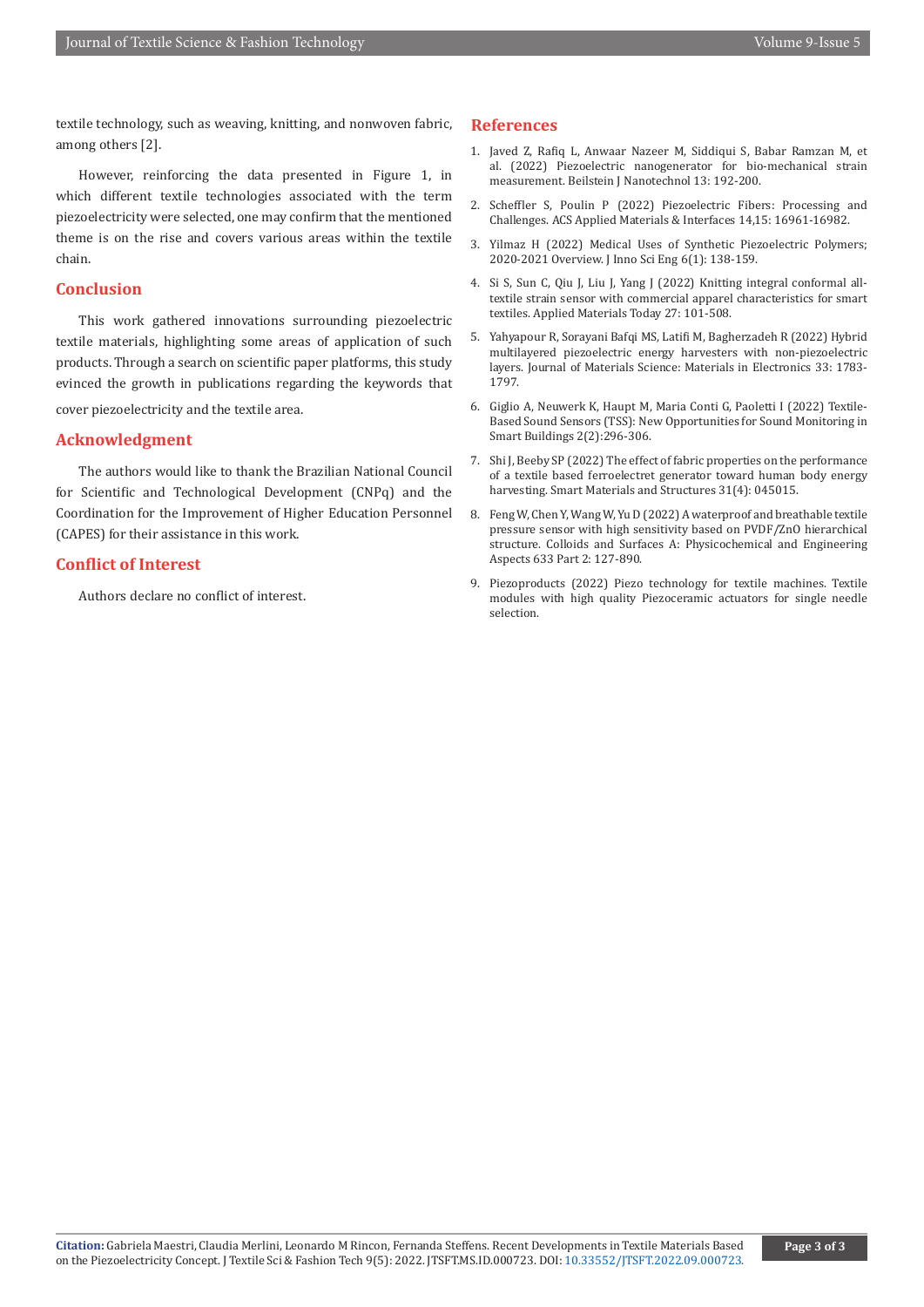textile technology, such as weaving, knitting, and nonwoven fabric, among others [2].

However, reinforcing the data presented in Figure 1, in which different textile technologies associated with the term piezoelectricity were selected, one may confirm that the mentioned theme is on the rise and covers various areas within the textile chain.

## Conclusion

This work gathered innovations surrounding piezoelectric textile materials, highlighting some areas of application of such products. Through a search on scientific paper platforms, this study evinced the growth in publications regarding the keywords that cover piezoelectricity and the textile area.

## Acknowledgment

The authors would like to thank the Brazilian National Council for Scientific and Technological Development (CNPq) and the Coordination for the Improvement of Higher Education Personnel (CAPES) for their assistance in this work.

## Conflict of Interest

Authors declare no conflict of interest.

## References

1. Javed Z, Rafiq L, Anwaar Nazeer M, Siddiqui S, Babar Ramzan M, et al. (2022) Piezoelectric nanogenerator for bio-mechanical strain measurement. Beilstein J Nanotechnol 13: 192-200.
2. Scheffler S, Poulin P (2022) Piezoelectric Fibers: Processing and Challenges. ACS Applied Materials & Interfaces 14,15: 16961-16982.
3. Yilmaz H (2022) Medical Uses of Synthetic Piezoelectric Polymers; 2020-2021 Overview. J Inno Sci Eng 6(1): 138-159.
4. Si S, Sun C, Qiu J, Liu J, Yang J (2022) Knitting integral conformal all-textile strain sensor with commercial apparel characteristics for smart textiles. Applied Materials Today 27: 101-508.
5. Yahyapour R, Sorayani Bafqi MS, Latifi M, Bagherzadeh R (2022) Hybrid multilayered piezoelectric energy harvesters with non-piezoelectric layers. Journal of Materials Science: Materials in Electronics 33: 1783-1797.
6. Giglio A, Neuwerk K, Haupt M, Maria Conti G, Paoletti I (2022) Textile-Based Sound Sensors (TSS): New Opportunities for Sound Monitoring in Smart Buildings 2(2):296-306.
7. Shi J, Beeby SP (2022) The effect of fabric properties on the performance of a textile based ferroelectret generator toward human body energy harvesting. Smart Materials and Structures 31(4): 045015.
8. Feng W, Chen Y, Wang W, Yu D (2022) A waterproof and breathable textile pressure sensor with high sensitivity based on PVDF/ZnO hierarchical structure. Colloids and Surfaces A: Physicochemical and Engineering Aspects 633 Part 2: 127-890.
9. Piezoproducts (2022) Piezo technology for textile machines. Textile modules with high quality Piezoceramic actuators for single needle selection.